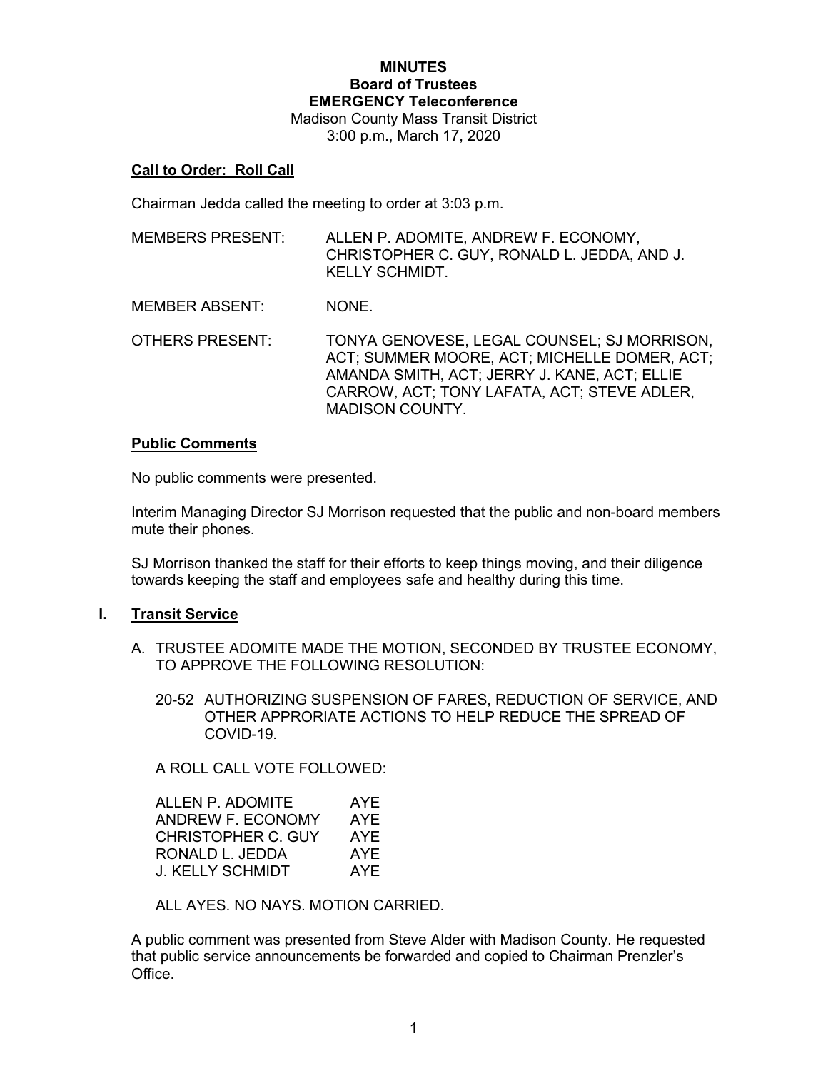**MINUTES**
**Board of Trustees**
**EMERGENCY Teleconference**
Madison County Mass Transit District
3:00 p.m., March 17, 2020

## Call to Order: Roll Call

Chairman Jedda called the meeting to order at 3:03 p.m.

MEMBERS PRESENT: ALLEN P. ADOMITE, ANDREW F. ECONOMY, CHRISTOPHER C. GUY, RONALD L. JEDDA, AND J. KELLY SCHMIDT.

MEMBER ABSENT: NONE.

OTHERS PRESENT: TONYA GENOVESE, LEGAL COUNSEL; SJ MORRISON, ACT; SUMMER MOORE, ACT; MICHELLE DOMER, ACT; AMANDA SMITH, ACT; JERRY J. KANE, ACT; ELLIE CARROW, ACT; TONY LAFATA, ACT; STEVE ADLER, MADISON COUNTY.

## Public Comments

No public comments were presented.

Interim Managing Director SJ Morrison requested that the public and non-board members mute their phones.

SJ Morrison thanked the staff for their efforts to keep things moving, and their diligence towards keeping the staff and employees safe and healthy during this time.

## I. Transit Service

A. TRUSTEE ADOMITE MADE THE MOTION, SECONDED BY TRUSTEE ECONOMY, TO APPROVE THE FOLLOWING RESOLUTION:

20-52 AUTHORIZING SUSPENSION OF FARES, REDUCTION OF SERVICE, AND OTHER APPRORIATE ACTIONS TO HELP REDUCE THE SPREAD OF COVID-19.

A ROLL CALL VOTE FOLLOWED:

| | |
|---|---|
| ALLEN P. ADOMITE | AYE |
| ANDREW F. ECONOMY | AYE |
| CHRISTOPHER C. GUY | AYE |
| RONALD L. JEDDA | AYE |
| J. KELLY SCHMIDT | AYE |

ALL AYES. NO NAYS. MOTION CARRIED.

A public comment was presented from Steve Alder with Madison County. He requested that public service announcements be forwarded and copied to Chairman Prenzler's Office.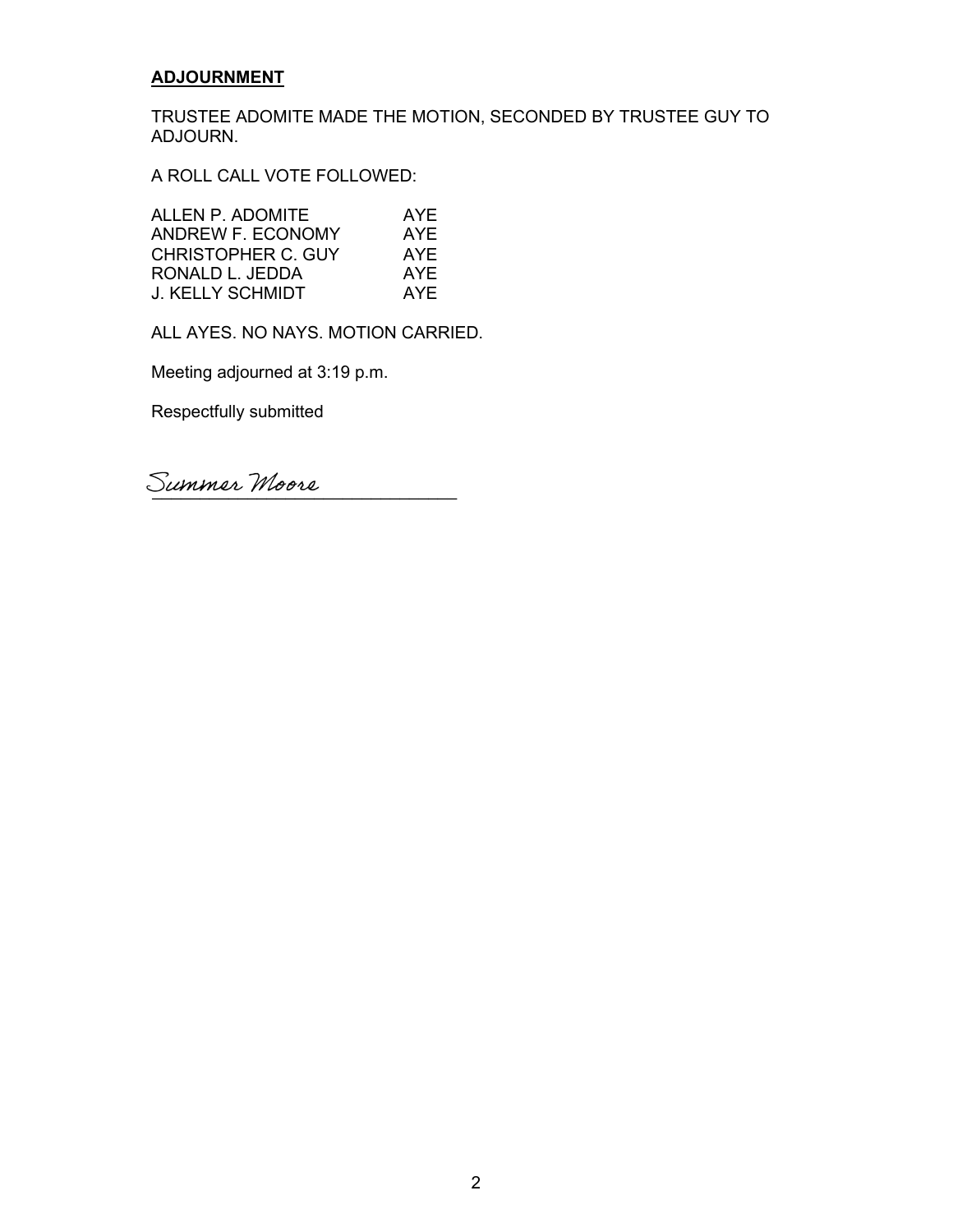**ADJOURNMENT**

TRUSTEE ADOMITE MADE THE MOTION, SECONDED BY TRUSTEE GUY TO ADJOURN.

A ROLL CALL VOTE FOLLOWED:

| | |
|---|---|
| ALLEN P. ADOMITE | AYE |
| ANDREW F. ECONOMY | AYE |
| CHRISTOPHER C. GUY | AYE |
| RONALD L. JEDDA | AYE |
| J. KELLY SCHMIDT | AYE |

ALL AYES. NO NAYS. MOTION CARRIED.

Meeting adjourned at 3:19 p.m.

Respectfully submitted

Summer Moore